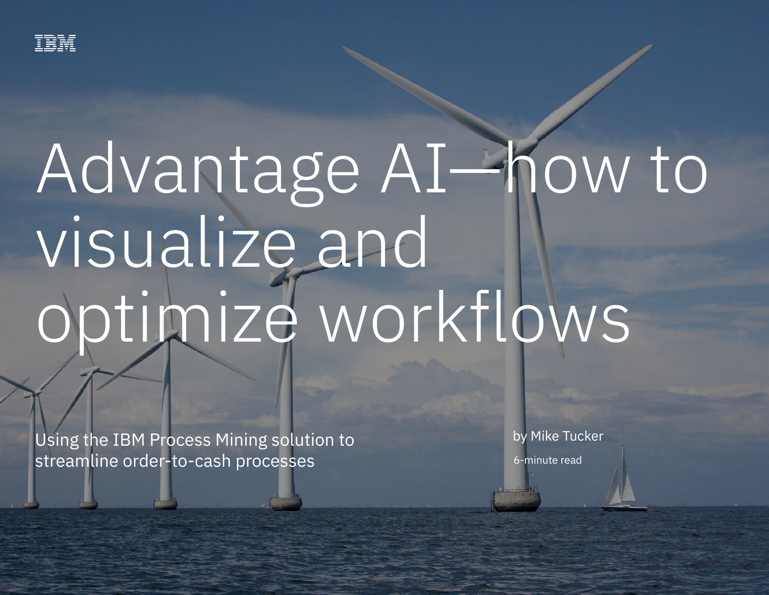# Advantage AI—how to visualize and optimize workflows

Using the IBM Process Mining solution to streamline order-to-cash processes

by Mike Tucker

6-minute read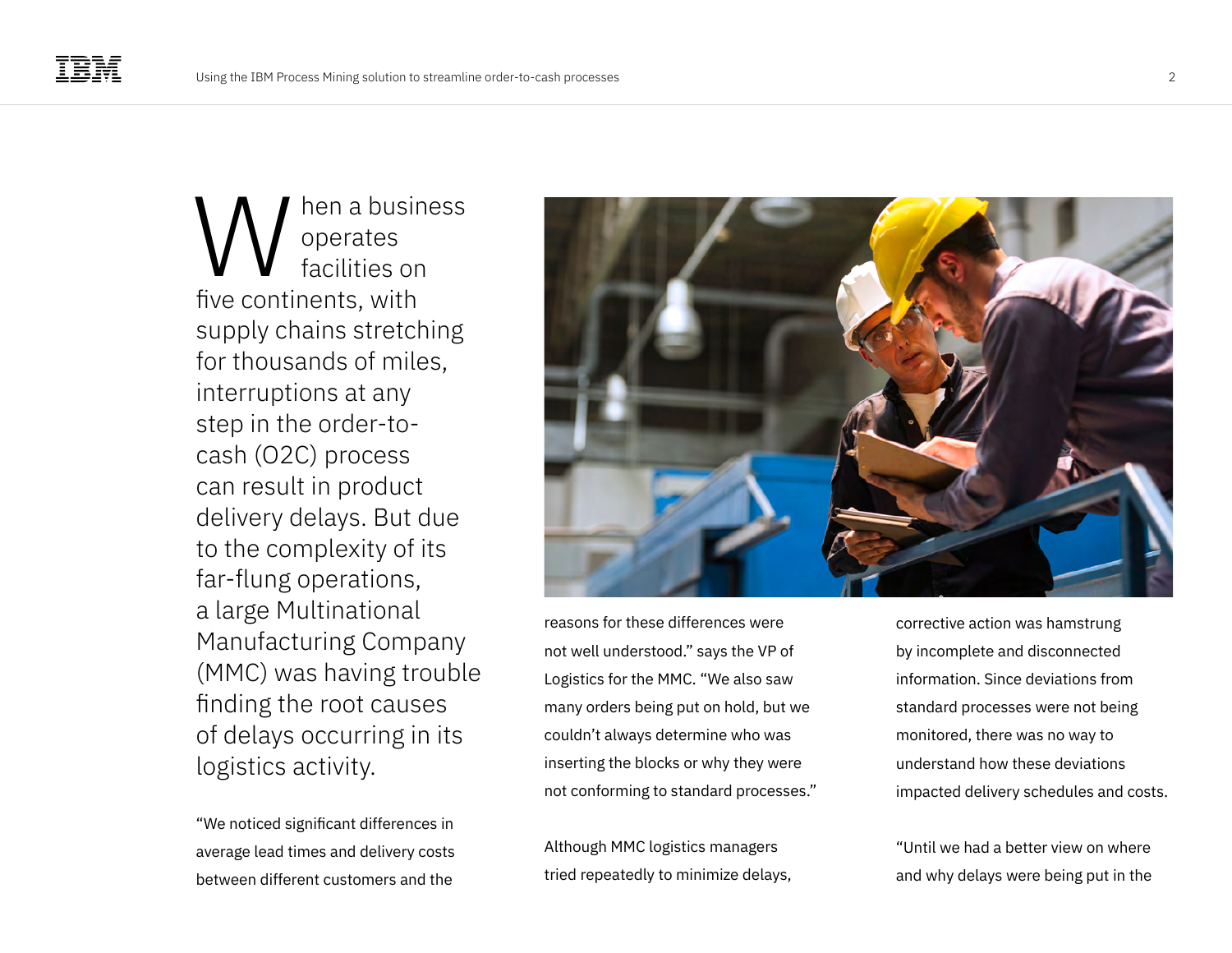When a business operates facilities on five continents, with supply chains stretching for thousands of miles, interruptions at any step in the order-to-cash (O2C) process can result in product delivery delays. But due to the complexity of its far-flung operations, a large Multinational Manufacturing Company (MMC) was having trouble finding the root causes of delays occurring in its logistics activity.

"We noticed significant differences in average lead times and delivery costs between different customers and the reasons for these differences were not well understood." says the VP of Logistics for the MMC. "We also saw many orders being put on hold, but we couldn't always determine who was inserting the blocks or why they were not conforming to standard processes."

Although MMC logistics managers tried repeatedly to minimize delays, corrective action was hamstrung by incomplete and disconnected information. Since deviations from standard processes were not being monitored, there was no way to understand how these deviations impacted delivery schedules and costs.

"Until we had a better view on where and why delays were being put in the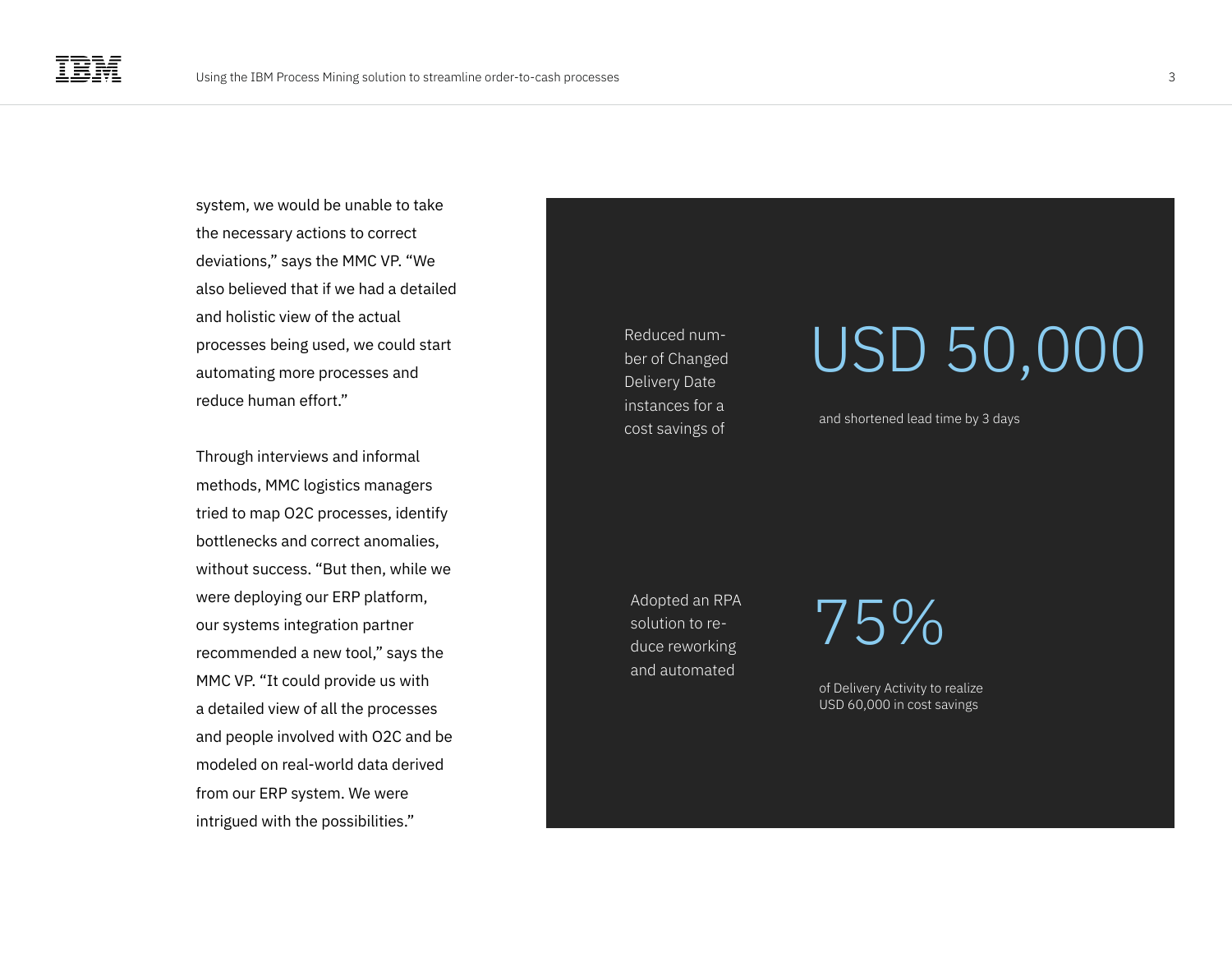system, we would be unable to take the necessary actions to correct deviations," says the MMC VP. "We also believed that if we had a detailed and holistic view of the actual processes being used, we could start automating more processes and reduce human effort."

Through interviews and informal methods, MMC logistics managers tried to map O2C processes, identify bottlenecks and correct anomalies, without success. "But then, while we were deploying our ERP platform, our systems integration partner recommended a new tool," says the MMC VP. "It could provide us with a detailed view of all the processes and people involved with O2C and be modeled on real-world data derived from our ERP system. We were intrigued with the possibilities."

Reduced number of Changed Delivery Date instances for a cost savings of

**USD 50,000**

and shortened lead time by 3 days

Adopted an RPA solution to reduce reworking and automated

**75%**

of Delivery Activity to realize USD 60,000 in cost savings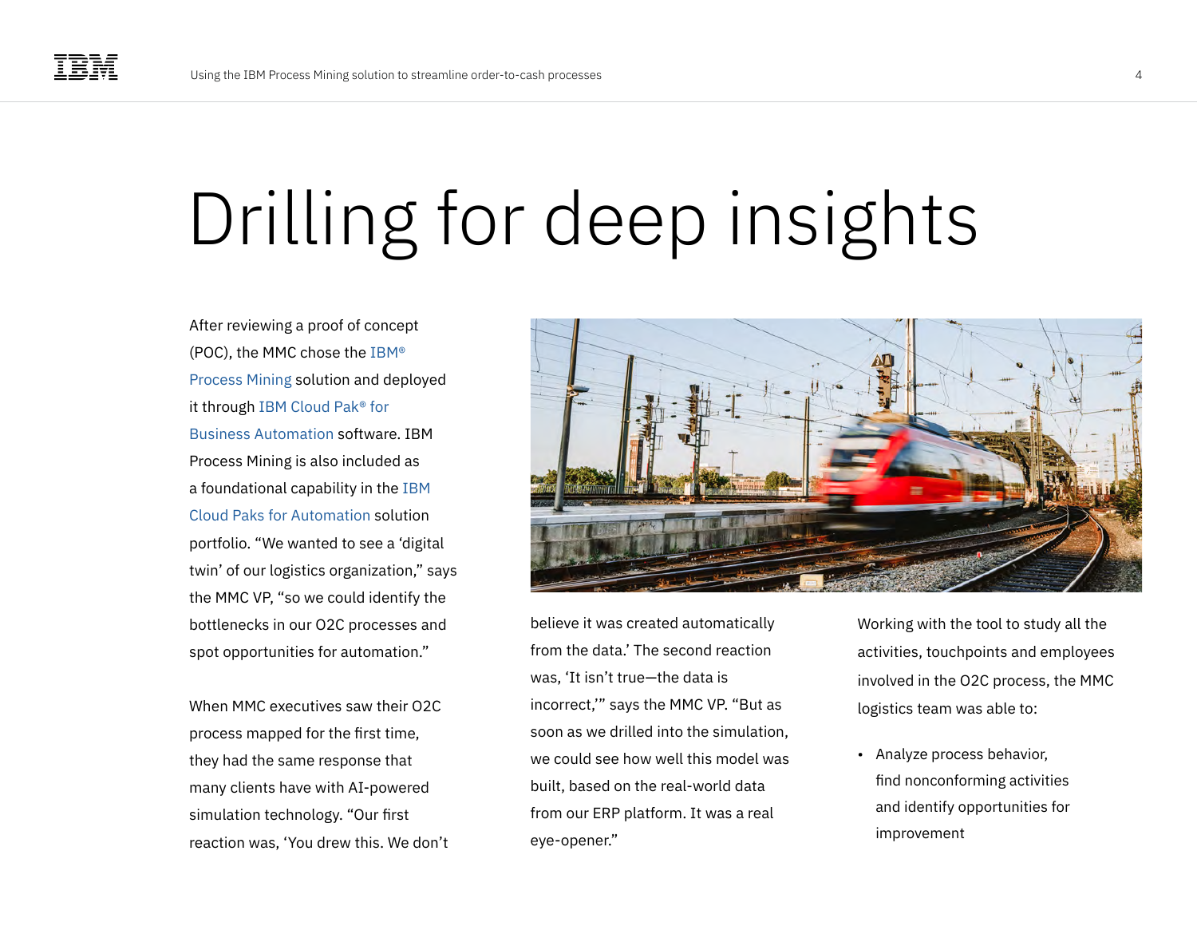# Drilling for deep insights

After reviewing a proof of concept (POC), the MMC chose the IBM® Process Mining solution and deployed it through IBM Cloud Pak® for Business Automation software. IBM Process Mining is also included as a foundational capability in the IBM Cloud Paks for Automation solution portfolio. "We wanted to see a 'digital twin' of our logistics organization," says the MMC VP, "so we could identify the bottlenecks in our O2C processes and spot opportunities for automation."

When MMC executives saw their O2C process mapped for the first time, they had the same response that many clients have with AI-powered simulation technology. "Our first reaction was, 'You drew this. We don't believe it was created automatically from the data.' The second reaction was, 'It isn't true—the data is incorrect,'" says the MMC VP. "But as soon as we drilled into the simulation, we could see how well this model was built, based on the real-world data from our ERP platform. It was a real eye-opener."

Working with the tool to study all the activities, touchpoints and employees involved in the O2C process, the MMC logistics team was able to:

- Analyze process behavior, find nonconforming activities and identify opportunities for improvement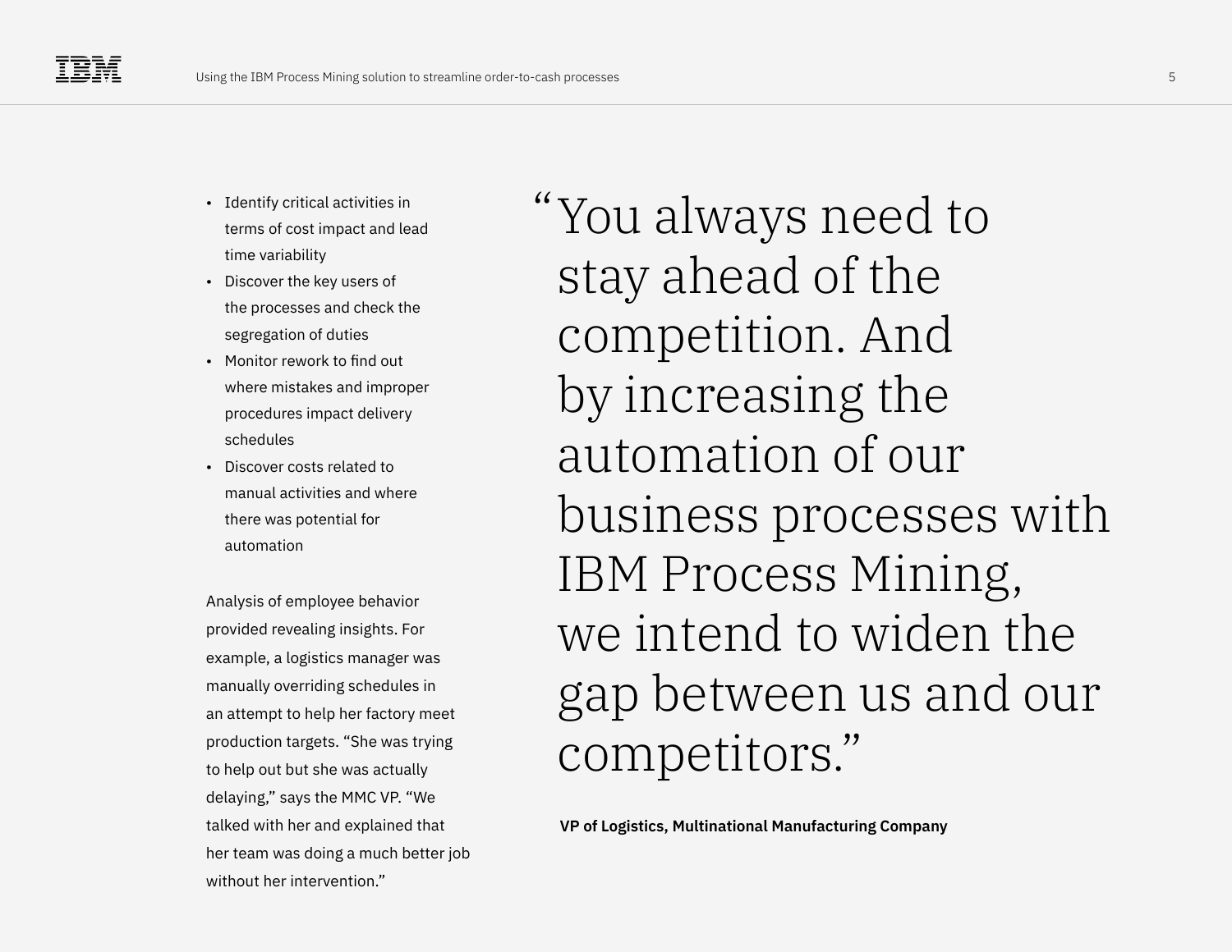- Identify critical activities in terms of cost impact and lead time variability
- Discover the key users of the processes and check the segregation of duties
- Monitor rework to find out where mistakes and improper procedures impact delivery schedules
- Discover costs related to manual activities and where there was potential for automation

Analysis of employee behavior provided revealing insights. For example, a logistics manager was manually overriding schedules in an attempt to help her factory meet production targets. "She was trying to help out but she was actually delaying," says the MMC VP. "We talked with her and explained that her team was doing a much better job without her intervention."

> "You always need to stay ahead of the competition. And by increasing the automation of our business processes with IBM Process Mining, we intend to widen the gap between us and our competitors."

**VP of Logistics, Multinational Manufacturing Company**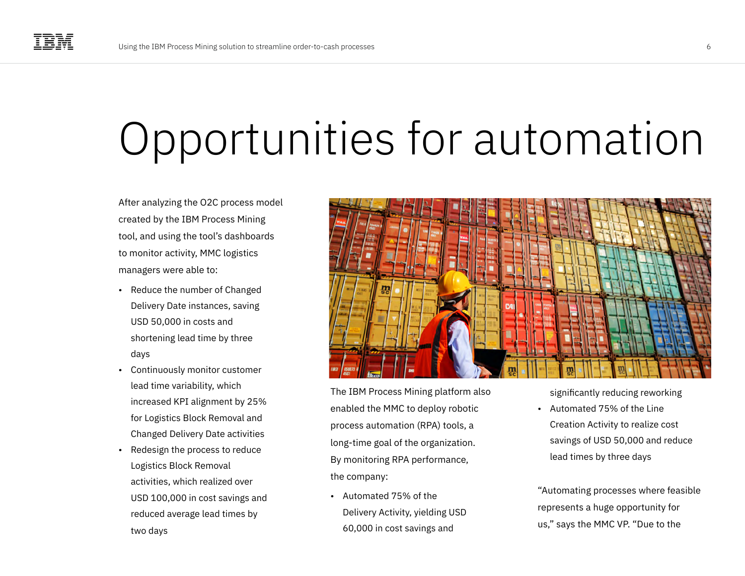# Opportunities for automation

After analyzing the O2C process model created by the IBM Process Mining tool, and using the tool's dashboards to monitor activity, MMC logistics managers were able to:

- Reduce the number of Changed Delivery Date instances, saving USD 50,000 in costs and shortening lead time by three days
- Continuously monitor customer lead time variability, which increased KPI alignment by 25% for Logistics Block Removal and Changed Delivery Date activities
- Redesign the process to reduce Logistics Block Removal activities, which realized over USD 100,000 in cost savings and reduced average lead times by two days

The IBM Process Mining platform also enabled the MMC to deploy robotic process automation (RPA) tools, a long-time goal of the organization. By monitoring RPA performance, the company:

- Automated 75% of the Delivery Activity, yielding USD 60,000 in cost savings and significantly reducing reworking
- Automated 75% of the Line Creation Activity to realize cost savings of USD 50,000 and reduce lead times by three days

"Automating processes where feasible represents a huge opportunity for us," says the MMC VP. "Due to the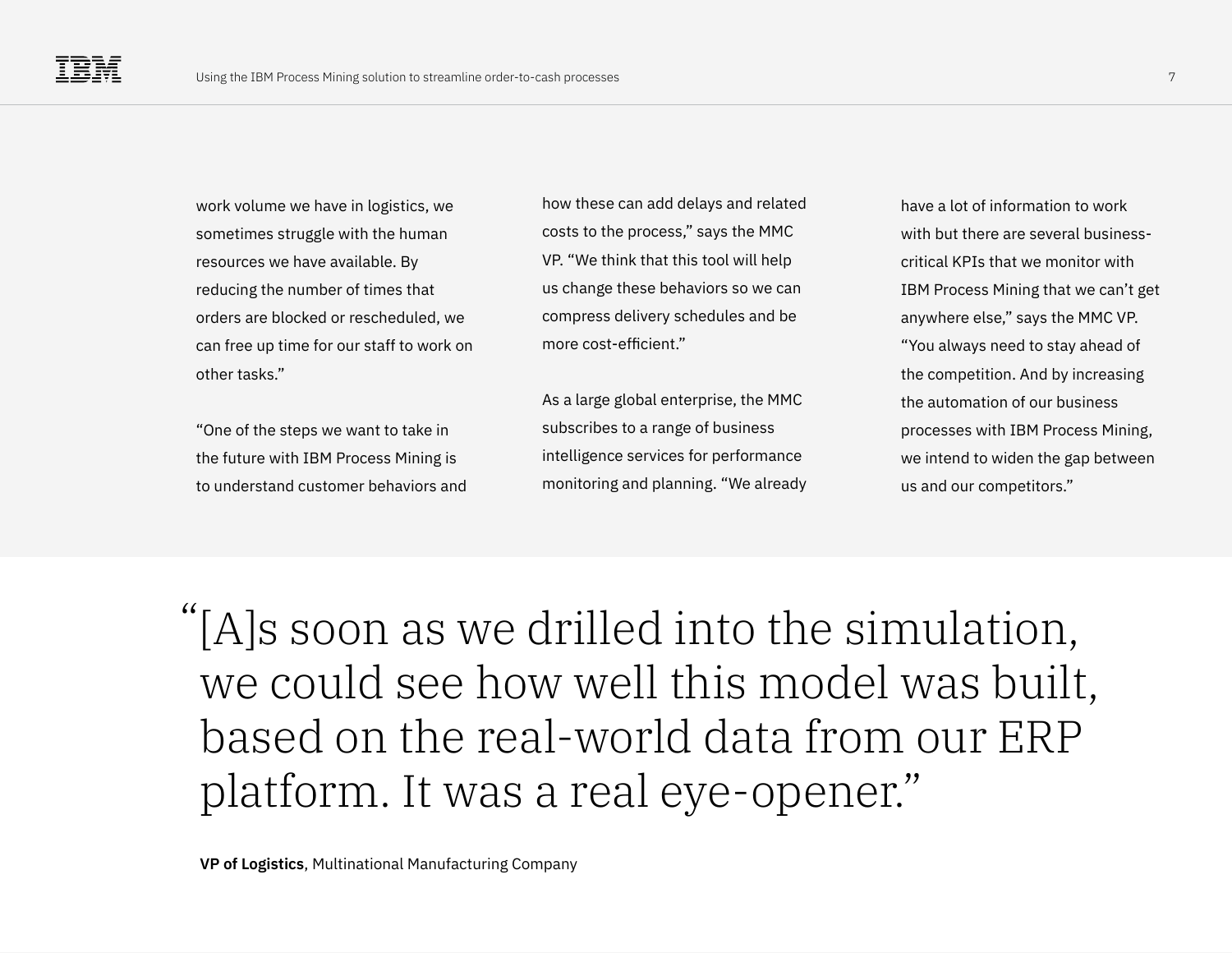work volume we have in logistics, we sometimes struggle with the human resources we have available. By reducing the number of times that orders are blocked or rescheduled, we can free up time for our staff to work on other tasks."

"One of the steps we want to take in the future with IBM Process Mining is to understand customer behaviors and how these can add delays and related costs to the process," says the MMC VP. "We think that this tool will help us change these behaviors so we can compress delivery schedules and be more cost-efficient."

As a large global enterprise, the MMC subscribes to a range of business intelligence services for performance monitoring and planning. "We already have a lot of information to work with but there are several business-critical KPIs that we monitor with IBM Process Mining that we can't get anywhere else," says the MMC VP. "You always need to stay ahead of the competition. And by increasing the automation of our business processes with IBM Process Mining, we intend to widen the gap between us and our competitors."

> "[A]s soon as we drilled into the simulation, we could see how well this model was built, based on the real-world data from our ERP platform. It was a real eye-opener."

**VP of Logistics**, Multinational Manufacturing Company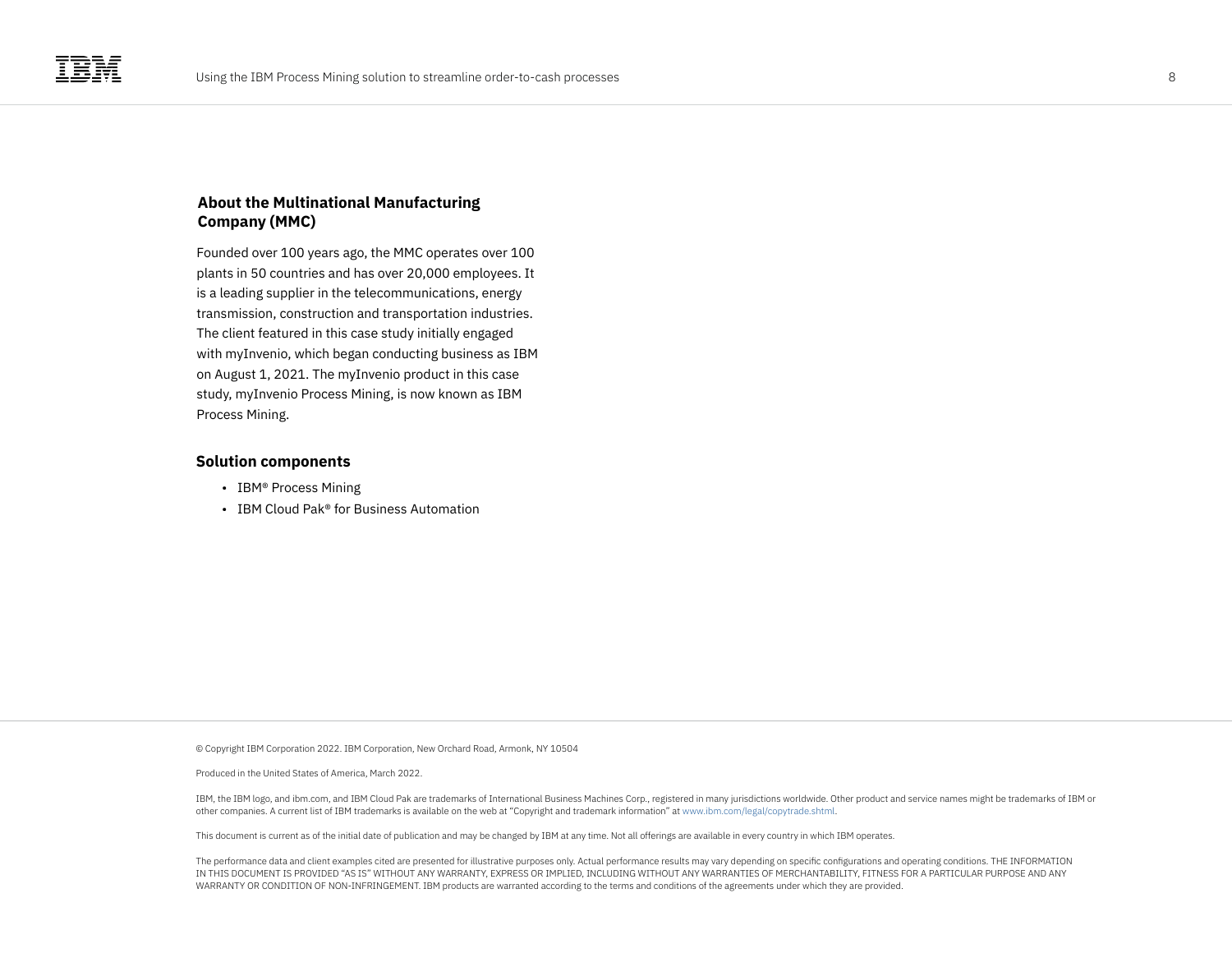## About the Multinational Manufacturing Company (MMC)

Founded over 100 years ago, the MMC operates over 100 plants in 50 countries and has over 20,000 employees. It is a leading supplier in the telecommunications, energy transmission, construction and transportation industries. The client featured in this case study initially engaged with myInvenio, which began conducting business as IBM on August 1, 2021. The myInvenio product in this case study, myInvenio Process Mining, is now known as IBM Process Mining.

## Solution components

- IBM® Process Mining
- IBM Cloud Pak® for Business Automation

© Copyright IBM Corporation 2022. IBM Corporation, New Orchard Road, Armonk, NY 10504

Produced in the United States of America, March 2022.

IBM, the IBM logo, and ibm.com, and IBM Cloud Pak are trademarks of International Business Machines Corp., registered in many jurisdictions worldwide. Other product and service names might be trademarks of IBM or other companies. A current list of IBM trademarks is available on the web at "Copyright and trademark information" at www.ibm.com/legal/copytrade.shtml.

This document is current as of the initial date of publication and may be changed by IBM at any time. Not all offerings are available in every country in which IBM operates.

The performance data and client examples cited are presented for illustrative purposes only. Actual performance results may vary depending on specific configurations and operating conditions. THE INFORMATION IN THIS DOCUMENT IS PROVIDED "AS IS" WITHOUT ANY WARRANTY, EXPRESS OR IMPLIED, INCLUDING WITHOUT ANY WARRANTIES OF MERCHANTABILITY, FITNESS FOR A PARTICULAR PURPOSE AND ANY WARRANTY OR CONDITION OF NON-INFRINGEMENT. IBM products are warranted according to the terms and conditions of the agreements under which they are provided.